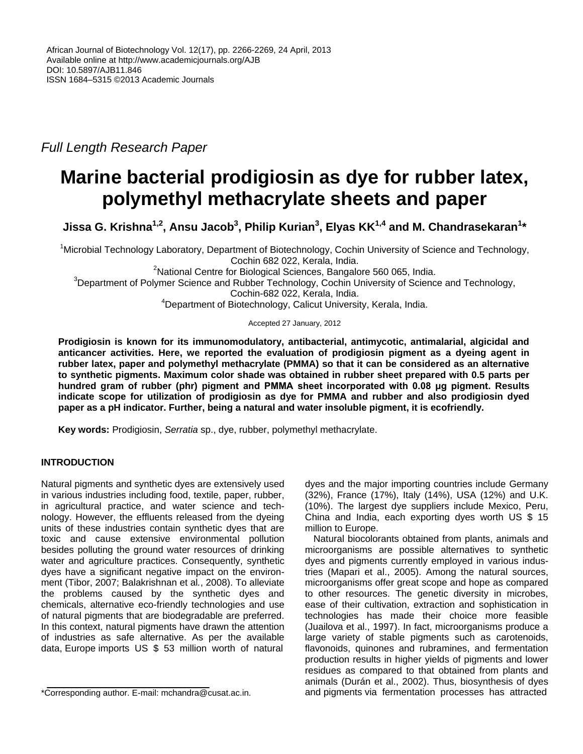Full Length Research Paper

# Marine bacterial prodigiosin as dye for rubber latex, polymethyl methacrylate sheets and paper

**Jissa G. Krishna[1,2], Ansu Jacob[3], Philip Kurian[3], Elyas KK[1,4] and M. Chandrasekaran[1]***

[1]Microbial Technology Laboratory, Department of Biotechnology, Cochin University of Science and Technology, Cochin 682 022, Kerala, India.

[2]National Centre for Biological Sciences, Bangalore 560 065, India.

[3]Department of Polymer Science and Rubber Technology, Cochin University of Science and Technology, Cochin-682 022, Kerala, India.

[4]Department of Biotechnology, Calicut University, Kerala, India.

Accepted 27 January, 2012

**Prodigiosin is known for its immunomodulatory, antibacterial, antimycotic, antimalarial, algicidal and anticancer activities. Here, we reported the evaluation of prodigiosin pigment as a dyeing agent in rubber latex, paper and polymethyl methacrylate (PMMA) so that it can be considered as an alternative to synthetic pigments. Maximum color shade was obtained in rubber sheet prepared with 0.5 parts per hundred gram of rubber (phr) pigment and PMMA sheet incorporated with 0.08 µg pigment. Results indicate scope for utilization of prodigiosin as dye for PMMA and rubber and also prodigiosin dyed paper as a pH indicator. Further, being a natural and water insoluble pigment, it is ecofriendly.**

**Key words:** Prodigiosin, *Serratia* sp., dye, rubber, polymethyl methacrylate.

## INTRODUCTION

Natural pigments and synthetic dyes are extensively used in various industries including food, textile, paper, rubber, in agricultural practice, and water science and technology. However, the effluents released from the dyeing units of these industries contain synthetic dyes that are toxic and cause extensive environmental pollution besides polluting the ground water resources of drinking water and agriculture practices. Consequently, synthetic dyes have a significant negative impact on the environment (Tibor, 2007; Balakrishnan et al., 2008). To alleviate the problems caused by the synthetic dyes and chemicals, alternative eco-friendly technologies and use of natural pigments that are biodegradable are preferred. In this context, natural pigments have drawn the attention of industries as safe alternative. As per the available data, Europe imports US $ 53 million worth of natural dyes and the major importing countries include Germany (32%), France (17%), Italy (14%), USA (12%) and U.K. (10%). The largest dye suppliers include Mexico, Peru, China and India, each exporting dyes worth US $ 15 million to Europe.

Natural biocolorants obtained from plants, animals and microorganisms are possible alternatives to synthetic dyes and pigments currently employed in various industries (Mapari et al., 2005). Among the natural sources, microorganisms offer great scope and hope as compared to other resources. The genetic diversity in microbes, ease of their cultivation, extraction and sophistication in technologies has made their choice more feasible (Juailova et al., 1997). In fact, microorganisms produce a large variety of stable pigments such as carotenoids, flavonoids, quinones and rubramines, and fermentation production results in higher yields of pigments and lower residues as compared to that obtained from plants and animals (Durán et al., 2002). Thus, biosynthesis of dyes and pigments via fermentation processes has attracted

*Corresponding author. E-mail: mchandra@cusat.ac.in.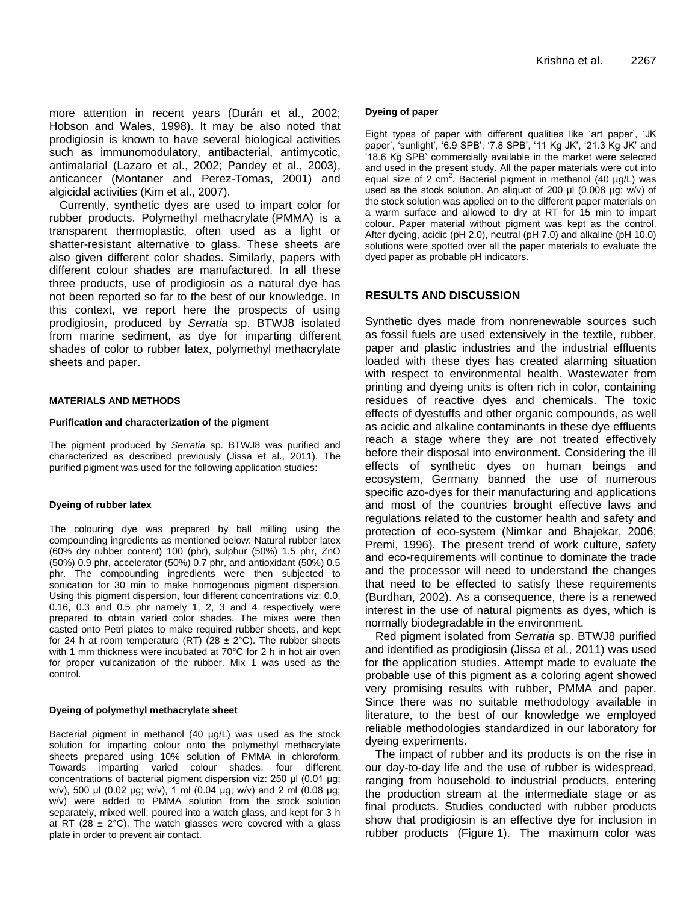more attention in recent years (Durán et al., 2002; Hobson and Wales, 1998). It may be also noted that prodigiosin is known to have several biological activities such as immunomodulatory, antibacterial, antimycotic, antimalarial (Lazaro et al., 2002; Pandey et al., 2003), anticancer (Montaner and Perez-Tomas, 2001) and algicidal activities (Kim et al., 2007).

Currently, synthetic dyes are used to impart color for rubber products. Polymethyl methacrylate (PMMA) is a transparent thermoplastic, often used as a light or shatter-resistant alternative to glass. These sheets are also given different color shades. Similarly, papers with different colour shades are manufactured. In all these three products, use of prodigiosin as a natural dye has not been reported so far to the best of our knowledge. In this context, we report here the prospects of using prodigiosin, produced by *Serratia* sp. BTWJ8 isolated from marine sediment, as dye for imparting different shades of color to rubber latex, polymethyl methacrylate sheets and paper.

## MATERIALS AND METHODS

### Purification and characterization of the pigment

The pigment produced by *Serratia* sp. BTWJ8 was purified and characterized as described previously (Jissa et al., 2011). The purified pigment was used for the following application studies:

### Dyeing of rubber latex

The colouring dye was prepared by ball milling using the compounding ingredients as mentioned below: Natural rubber latex (60% dry rubber content) 100 (phr), sulphur (50%) 1.5 phr, ZnO (50%) 0.9 phr, accelerator (50%) 0.7 phr, and antioxidant (50%) 0.5 phr. The compounding ingredients were then subjected to sonication for 30 min to make homogenous pigment dispersion. Using this pigment dispersion, four different concentrations viz: 0.0, 0.16, 0.3 and 0.5 phr namely 1, 2, 3 and 4 respectively were prepared to obtain varied color shades. The mixes were then casted onto Petri plates to make required rubber sheets, and kept for 24 h at room temperature (RT) (28 ± 2°C). The rubber sheets with 1 mm thickness were incubated at 70°C for 2 h in hot air oven for proper vulcanization of the rubber. Mix 1 was used as the control.

### Dyeing of polymethyl methacrylate sheet

Bacterial pigment in methanol (40 µg/L) was used as the stock solution for imparting colour onto the polymethyl methacrylate sheets prepared using 10% solution of PMMA in chloroform. Towards imparting varied colour shades, four different concentrations of bacterial pigment dispersion viz: 250 µl (0.01 µg; w/v), 500 µl (0.02 µg; w/v), 1 ml (0.04 µg; w/v) and 2 ml (0.08 µg; w/v) were added to PMMA solution from the stock solution separately, mixed well, poured into a watch glass, and kept for 3 h at RT (28 ± 2°C). The watch glasses were covered with a glass plate in order to prevent air contact.

### Dyeing of paper

Eight types of paper with different qualities like 'art paper', 'JK paper', 'sunlight', '6.9 SPB', '7.8 SPB', '11 Kg JK', '21.3 Kg JK' and '18.6 Kg SPB' commercially available in the market were selected and used in the present study. All the paper materials were cut into equal size of 2 cm$^2$. Bacterial pigment in methanol (40 µg/L) was used as the stock solution. An aliquot of 200 µl (0.008 µg; w/v) of the stock solution was applied on to the different paper materials on a warm surface and allowed to dry at RT for 15 min to impart colour. Paper material without pigment was kept as the control. After dyeing, acidic (pH 2.0), neutral (pH 7.0) and alkaline (pH 10.0) solutions were spotted over all the paper materials to evaluate the dyed paper as probable pH indicators.

## RESULTS AND DISCUSSION

Synthetic dyes made from nonrenewable sources such as fossil fuels are used extensively in the textile, rubber, paper and plastic industries and the industrial effluents loaded with these dyes has created alarming situation with respect to environmental health. Wastewater from printing and dyeing units is often rich in color, containing residues of reactive dyes and chemicals. The toxic effects of dyestuffs and other organic compounds, as well as acidic and alkaline contaminants in these dye effluents reach a stage where they are not treated effectively before their disposal into environment. Considering the ill effects of synthetic dyes on human beings and ecosystem, Germany banned the use of numerous specific azo-dyes for their manufacturing and applications and most of the countries brought effective laws and regulations related to the customer health and safety and protection of eco-system (Nimkar and Bhajekar, 2006; Premi, 1996). The present trend of work culture, safety and eco-requirements will continue to dominate the trade and the processor will need to understand the changes that need to be effected to satisfy these requirements (Burdhan, 2002). As a consequence, there is a renewed interest in the use of natural pigments as dyes, which is normally biodegradable in the environment.

Red pigment isolated from *Serratia* sp. BTWJ8 purified and identified as prodigiosin (Jissa et al., 2011) was used for the application studies. Attempt made to evaluate the probable use of this pigment as a coloring agent showed very promising results with rubber, PMMA and paper. Since there was no suitable methodology available in literature, to the best of our knowledge we employed reliable methodologies standardized in our laboratory for dyeing experiments.

The impact of rubber and its products is on the rise in our day-to-day life and the use of rubber is widespread, ranging from household to industrial products, entering the production stream at the intermediate stage or as final products. Studies conducted with rubber products show that prodigiosin is an effective dye for inclusion in rubber products (Figure 1). The maximum color was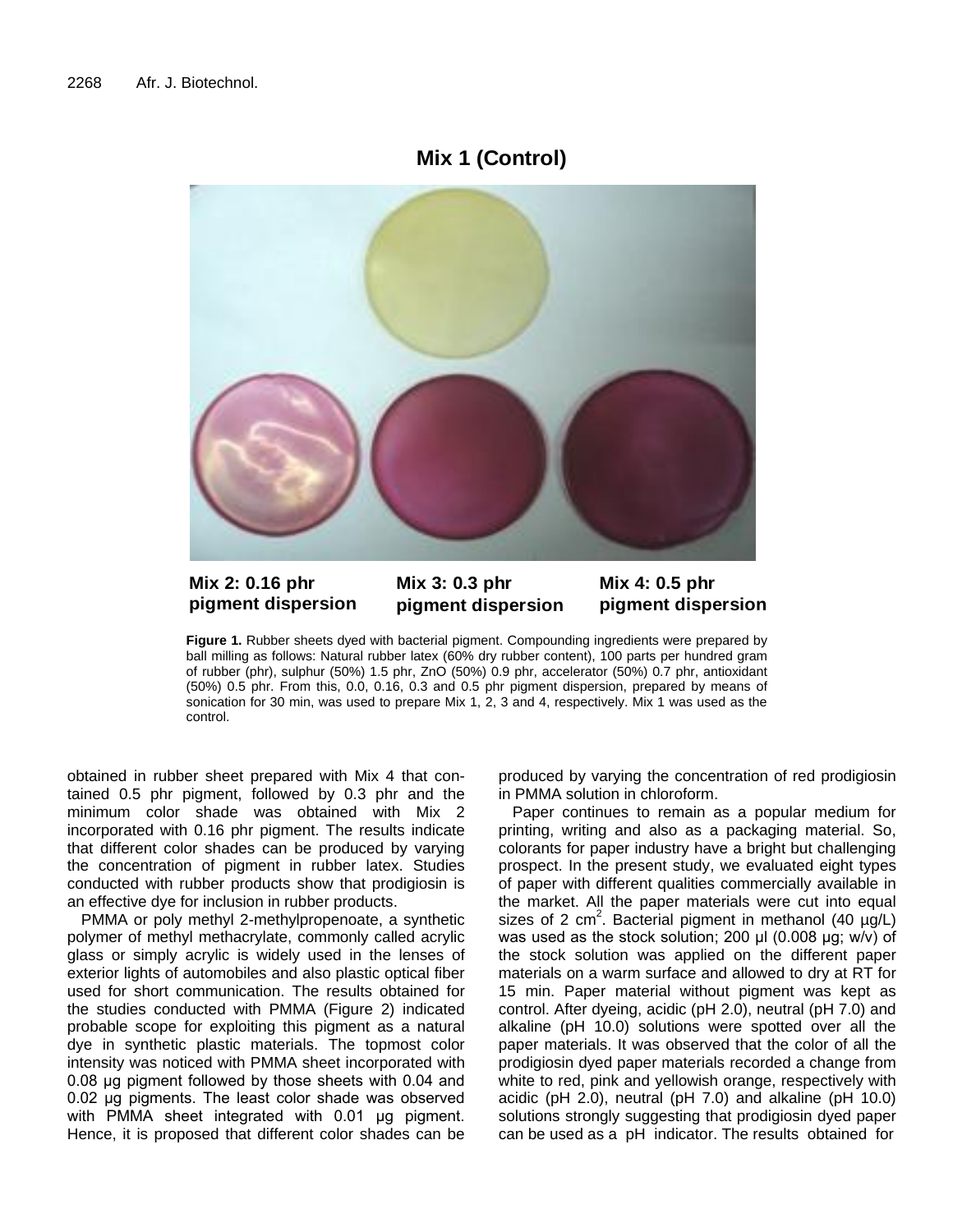Mix 1 (Control)

Mix 2: 0.16 phr pigment dispersion

Mix 3: 0.3 phr pigment dispersion

Mix 4: 0.5 phr pigment dispersion

**Figure 1.** Rubber sheets dyed with bacterial pigment. Compounding ingredients were prepared by ball milling as follows: Natural rubber latex (60% dry rubber content), 100 parts per hundred gram of rubber (phr), sulphur (50%) 1.5 phr, ZnO (50%) 0.9 phr, accelerator (50%) 0.7 phr, antioxidant (50%) 0.5 phr. From this, 0.0, 0.16, 0.3 and 0.5 phr pigment dispersion, prepared by means of sonication for 30 min, was used to prepare Mix 1, 2, 3 and 4, respectively. Mix 1 was used as the control.

obtained in rubber sheet prepared with Mix 4 that contained 0.5 phr pigment, followed by 0.3 phr and the minimum color shade was obtained with Mix 2 incorporated with 0.16 phr pigment. The results indicate that different color shades can be produced by varying the concentration of pigment in rubber latex. Studies conducted with rubber products show that prodigiosin is an effective dye for inclusion in rubber products.

PMMA or poly methyl 2-methylpropenoate, a synthetic polymer of methyl methacrylate, commonly called acrylic glass or simply acrylic is widely used in the lenses of exterior lights of automobiles and also plastic optical fiber used for short communication. The results obtained for the studies conducted with PMMA (Figure 2) indicated probable scope for exploiting this pigment as a natural dye in synthetic plastic materials. The topmost color intensity was noticed with PMMA sheet incorporated with 0.08 µg pigment followed by those sheets with 0.04 and 0.02 µg pigments. The least color shade was observed with PMMA sheet integrated with 0.01 µg pigment. Hence, it is proposed that different color shades can be produced by varying the concentration of red prodigiosin in PMMA solution in chloroform.

Paper continues to remain as a popular medium for printing, writing and also as a packaging material. So, colorants for paper industry have a bright but challenging prospect. In the present study, we evaluated eight types of paper with different qualities commercially available in the market. All the paper materials were cut into equal sizes of 2 $cm^2$. Bacterial pigment in methanol (40 µg/L) was used as the stock solution; 200 µl (0.008 µg; w/v) of the stock solution was applied on the different paper materials on a warm surface and allowed to dry at RT for 15 min. Paper material without pigment was kept as control. After dyeing, acidic (pH 2.0), neutral (pH 7.0) and alkaline (pH 10.0) solutions were spotted over all the paper materials. It was observed that the color of all the prodigiosin dyed paper materials recorded a change from white to red, pink and yellowish orange, respectively with acidic (pH 2.0), neutral (pH 7.0) and alkaline (pH 10.0) solutions strongly suggesting that prodigiosin dyed paper can be used as a pH indicator. The results obtained for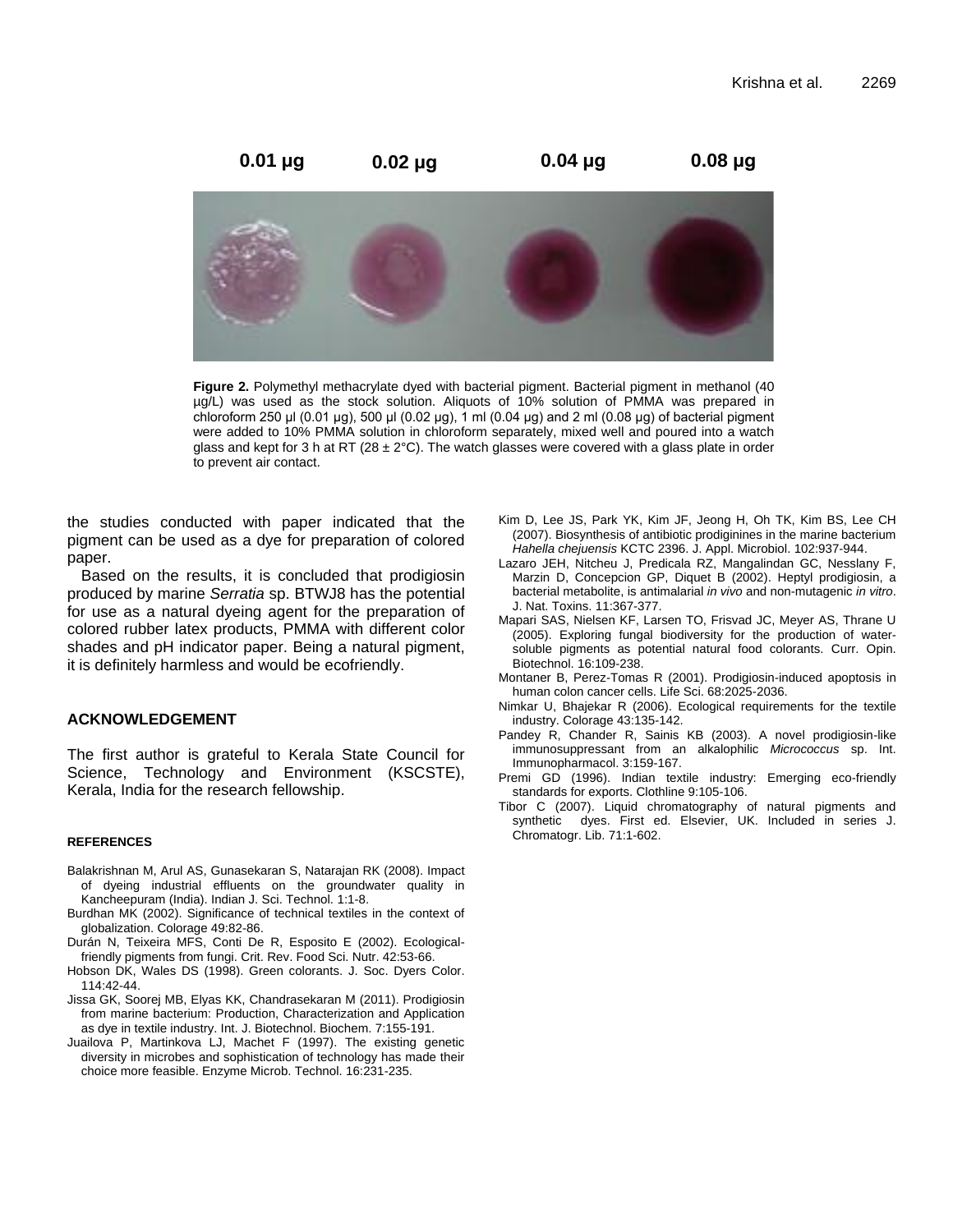0.01 µg

0.02 µg

0.04 µg

0.08 µg

**Figure 2.** Polymethyl methacrylate dyed with bacterial pigment. Bacterial pigment in methanol (40 µg/L) was used as the stock solution. Aliquots of 10% solution of PMMA was prepared in chloroform 250 µl (0.01 µg), 500 µl (0.02 µg), 1 ml (0.04 µg) and 2 ml (0.08 µg) of bacterial pigment were added to 10% PMMA solution in chloroform separately, mixed well and poured into a watch glass and kept for 3 h at RT (28 ± 2°C). The watch glasses were covered with a glass plate in order to prevent air contact.

the studies conducted with paper indicated that the pigment can be used as a dye for preparation of colored paper.

Based on the results, it is concluded that prodigiosin produced by marine *Serratia* sp. BTWJ8 has the potential for use as a natural dyeing agent for the preparation of colored rubber latex products, PMMA with different color shades and pH indicator paper. Being a natural pigment, it is definitely harmless and would be ecofriendly.

## ACKNOWLEDGEMENT

The first author is grateful to Kerala State Council for Science, Technology and Environment (KSCSTE), Kerala, India for the research fellowship.

## REFERENCES

Balakrishnan M, Arul AS, Gunasekaran S, Natarajan RK (2008). Impact of dyeing industrial effluents on the groundwater quality in Kancheepuram (India). Indian J. Sci. Technol. 1:1-8.

Burdhan MK (2002). Significance of technical textiles in the context of globalization. Colorage 49:82-86.

Durán N, Teixeira MFS, Conti De R, Esposito E (2002). Ecological-friendly pigments from fungi. Crit. Rev. Food Sci. Nutr. 42:53-66.

Hobson DK, Wales DS (1998). Green colorants. J. Soc. Dyers Color. 114:42-44.

Jissa GK, Soorej MB, Elyas KK, Chandrasekaran M (2011). Prodigiosin from marine bacterium: Production, Characterization and Application as dye in textile industry. Int. J. Biotechnol. Biochem. 7:155-191.

Juailova P, Martinkova LJ, Machet F (1997). The existing genetic diversity in microbes and sophistication of technology has made their choice more feasible. Enzyme Microb. Technol. 16:231-235.

Kim D, Lee JS, Park YK, Kim JF, Jeong H, Oh TK, Kim BS, Lee CH (2007). Biosynthesis of antibiotic prodiginines in the marine bacterium *Hahella chejuensis* KCTC 2396. J. Appl. Microbiol. 102:937-944.

Lazaro JEH, Nitcheu J, Predicala RZ, Mangalindan GC, Nesslany F, Marzin D, Concepcion GP, Diquet B (2002). Heptyl prodigiosin, a bacterial metabolite, is antimalarial *in vivo* and non-mutagenic *in vitro*. J. Nat. Toxins. 11:367-377.

Mapari SAS, Nielsen KF, Larsen TO, Frisvad JC, Meyer AS, Thrane U (2005). Exploring fungal biodiversity for the production of water-soluble pigments as potential natural food colorants. Curr. Opin. Biotechnol. 16:109-238.

Montaner B, Perez-Tomas R (2001). Prodigiosin-induced apoptosis in human colon cancer cells. Life Sci. 68:2025-2036.

Nimkar U, Bhajekar R (2006). Ecological requirements for the textile industry. Colorage 43:135-142.

Pandey R, Chander R, Sainis KB (2003). A novel prodigiosin-like immunosuppressant from an alkalophilic *Micrococcus* sp. Int. Immunopharmacol. 3:159-167.

Premi GD (1996). Indian textile industry: Emerging eco-friendly standards for exports. Clothline 9:105-106.

Tibor C (2007). Liquid chromatography of natural pigments and synthetic dyes. First ed. Elsevier, UK. Included in series J. Chromatogr. Lib. 71:1-602.